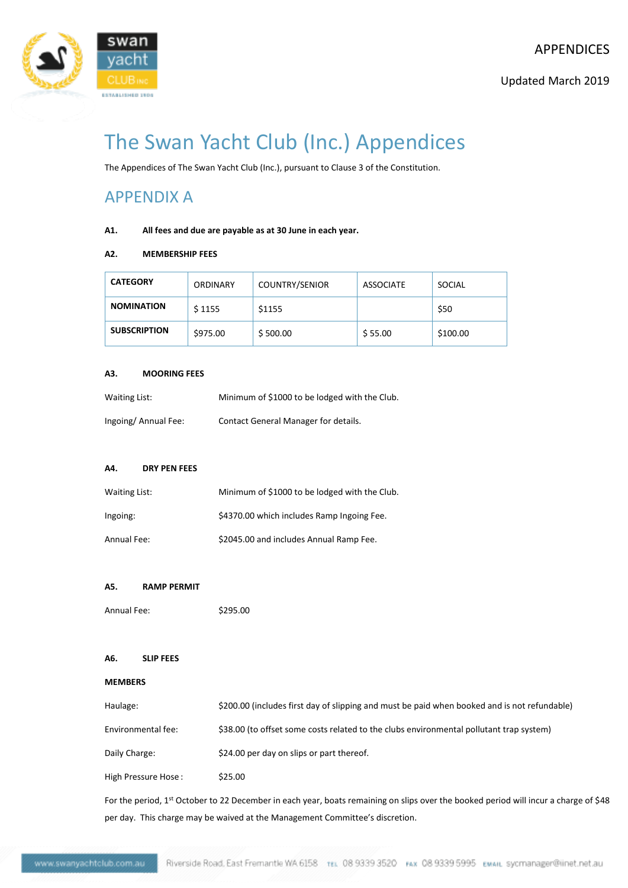# The Swan Yacht Club (Inc.) Appendices

The Appendices of The Swan Yacht Club (Inc.), pursuant to Clause 3 of the Constitution.

## APPENDIX A

**A1. All fees and due are payable as at 30 June in each year.**

**A2. MEMBERSHIP FEES**

| **CATEGORY** | ORDINARY | COUNTRY/SENIOR | ASSOCIATE | SOCIAL |
|---|---|---|---|---|
| **NOMINATION** | $ 1155 | $1155 | | $50 |
| **SUBSCRIPTION** | $975.00 | $ 500.00 | $ 55.00 | $100.00 |

**A3. MOORING FEES**

Waiting List: Minimum of $1000 to be lodged with the Club.

Ingoing/ Annual Fee: Contact General Manager for details.

**A4. DRY PEN FEES**

Waiting List: Minimum of $1000 to be lodged with the Club.

Ingoing: $4370.00 which includes Ramp Ingoing Fee.

Annual Fee: $2045.00 and includes Annual Ramp Fee.

**A5. RAMP PERMIT**

Annual Fee: $295.00

**A6. SLIP FEES**

**MEMBERS**

Haulage: $200.00 (includes first day of slipping and must be paid when booked and is not refundable)

Environmental fee: $38.00 (to offset some costs related to the clubs environmental pollutant trap system)

Daily Charge: $24.00 per day on slips or part thereof.

High Pressure Hose : $25.00

For the period, 1st October to 22 December in each year, boats remaining on slips over the booked period will incur a charge of $48 per day. This charge may be waived at the Management Committee's discretion.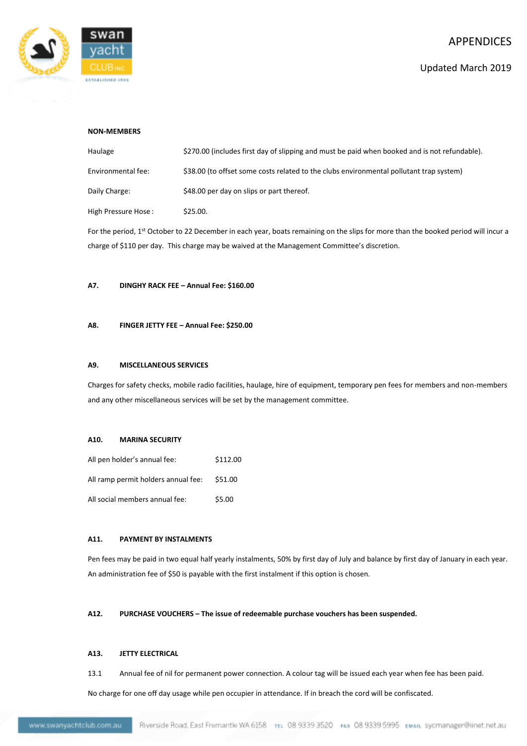**NON-MEMBERS**

| | |
|---|---|
| Haulage | $270.00 (includes first day of slipping and must be paid when booked and is not refundable). |
| Environmental fee: | $38.00 (to offset some costs related to the clubs environmental pollutant trap system) |
| Daily Charge: | $48.00 per day on slips or part thereof. |
| High Pressure Hose : | $25.00. |

For the period, 1st October to 22 December in each year, boats remaining on the slips for more than the booked period will incur a charge of $110 per day. This charge may be waived at the Management Committee's discretion.

**A7. DINGHY RACK FEE – Annual Fee: $160.00**

**A8. FINGER JETTY FEE – Annual Fee: $250.00**

**A9. MISCELLANEOUS SERVICES**

Charges for safety checks, mobile radio facilities, haulage, hire of equipment, temporary pen fees for members and non-members and any other miscellaneous services will be set by the management committee.

**A10. MARINA SECURITY**

| | |
|---|---|
| All pen holder's annual fee: | $112.00 |
| All ramp permit holders annual fee: | $51.00 |
| All social members annual fee: | $5.00 |

**A11. PAYMENT BY INSTALMENTS**

Pen fees may be paid in two equal half yearly instalments, 50% by first day of July and balance by first day of January in each year. An administration fee of $50 is payable with the first instalment if this option is chosen.

**A12. PURCHASE VOUCHERS – The issue of redeemable purchase vouchers has been suspended.**

**A13. JETTY ELECTRICAL**

13.1 Annual fee of nil for permanent power connection. A colour tag will be issued each year when fee has been paid.

No charge for one off day usage while pen occupier in attendance. If in breach the cord will be confiscated.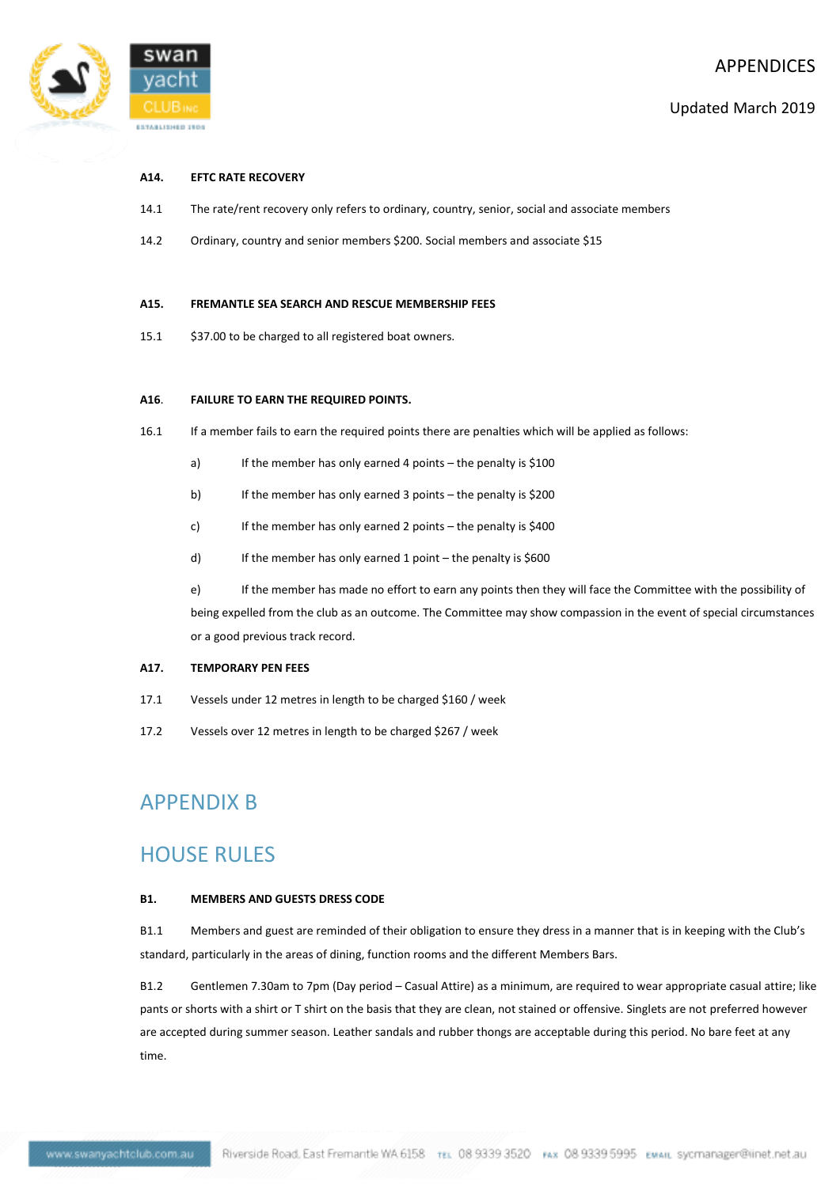**A14. EFTC RATE RECOVERY**

14.1 The rate/rent recovery only refers to ordinary, country, senior, social and associate members

14.2 Ordinary, country and senior members $200. Social members and associate $15

**A15. FREMANTLE SEA SEARCH AND RESCUE MEMBERSHIP FEES**

15.1 $37.00 to be charged to all registered boat owners.

**A16. FAILURE TO EARN THE REQUIRED POINTS.**

16.1 If a member fails to earn the required points there are penalties which will be applied as follows:

a) If the member has only earned 4 points – the penalty is $100

b) If the member has only earned 3 points – the penalty is $200

c) If the member has only earned 2 points – the penalty is $400

d) If the member has only earned 1 point – the penalty is $600

e) If the member has made no effort to earn any points then they will face the Committee with the possibility of being expelled from the club as an outcome. The Committee may show compassion in the event of special circumstances or a good previous track record.

**A17. TEMPORARY PEN FEES**

17.1 Vessels under 12 metres in length to be charged $160 / week

17.2 Vessels over 12 metres in length to be charged $267 / week

# APPENDIX B

# HOUSE RULES

**B1. MEMBERS AND GUESTS DRESS CODE**

B1.1 Members and guest are reminded of their obligation to ensure they dress in a manner that is in keeping with the Club's standard, particularly in the areas of dining, function rooms and the different Members Bars.

B1.2 Gentlemen 7.30am to 7pm (Day period – Casual Attire) as a minimum, are required to wear appropriate casual attire; like pants or shorts with a shirt or T shirt on the basis that they are clean, not stained or offensive. Singlets are not preferred however are accepted during summer season. Leather sandals and rubber thongs are acceptable during this period. No bare feet at any time.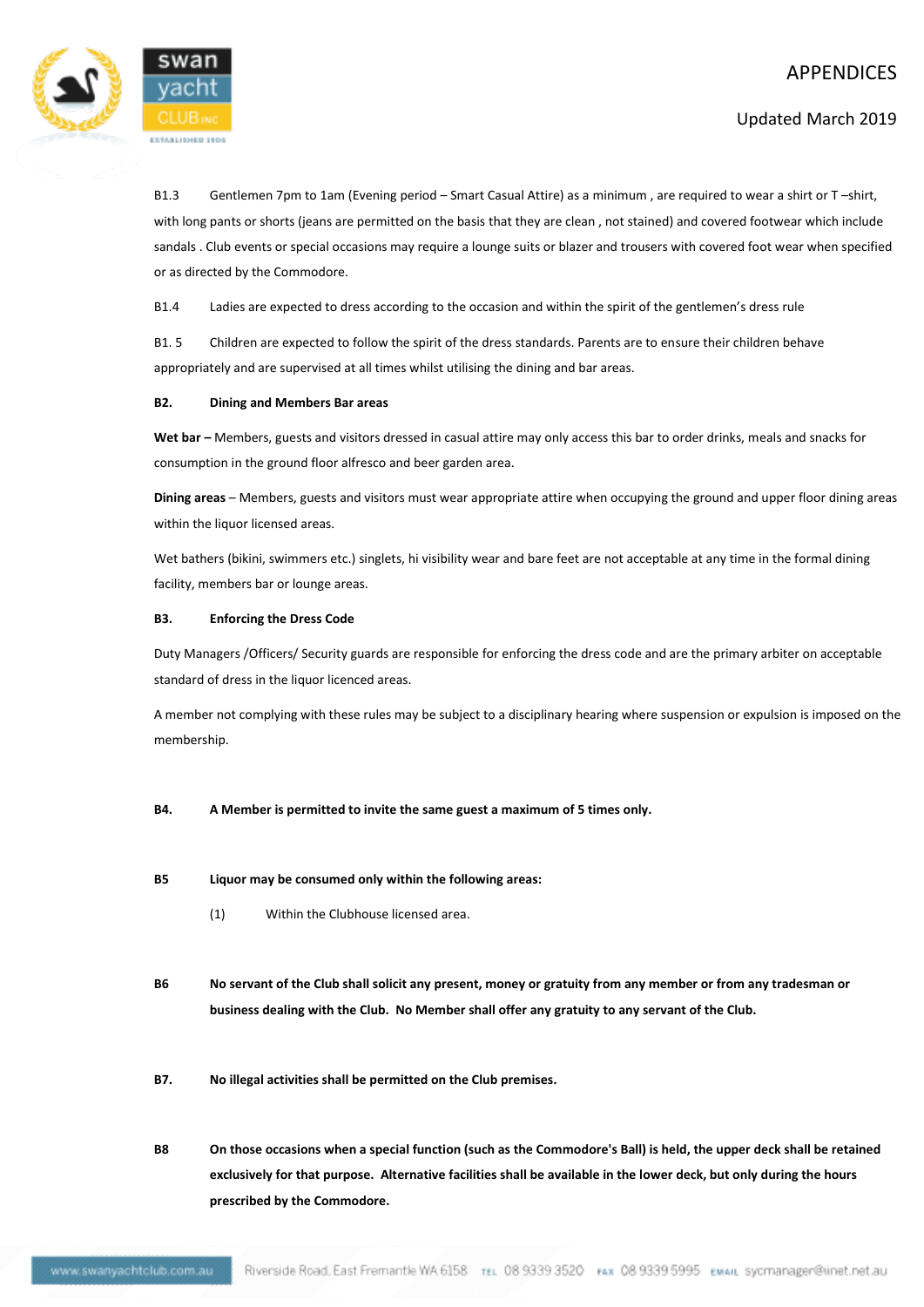B1.3 Gentlemen 7pm to 1am (Evening period – Smart Casual Attire) as a minimum , are required to wear a shirt or T –shirt, with long pants or shorts (jeans are permitted on the basis that they are clean , not stained) and covered footwear which include sandals . Club events or special occasions may require a lounge suits or blazer and trousers with covered foot wear when specified or as directed by the Commodore.

B1.4 Ladies are expected to dress according to the occasion and within the spirit of the gentlemen's dress rule

B1. 5 Children are expected to follow the spirit of the dress standards. Parents are to ensure their children behave appropriately and are supervised at all times whilst utilising the dining and bar areas.

**B2. Dining and Members Bar areas**

**Wet bar –** Members, guests and visitors dressed in casual attire may only access this bar to order drinks, meals and snacks for consumption in the ground floor alfresco and beer garden area.

**Dining areas** – Members, guests and visitors must wear appropriate attire when occupying the ground and upper floor dining areas within the liquor licensed areas.

Wet bathers (bikini, swimmers etc.) singlets, hi visibility wear and bare feet are not acceptable at any time in the formal dining facility, members bar or lounge areas.

**B3. Enforcing the Dress Code**

Duty Managers /Officers/ Security guards are responsible for enforcing the dress code and are the primary arbiter on acceptable standard of dress in the liquor licenced areas.

A member not complying with these rules may be subject to a disciplinary hearing where suspension or expulsion is imposed on the membership.

**B4. A Member is permitted to invite the same guest a maximum of 5 times only.**

**B5 Liquor may be consumed only within the following areas:**

(1) Within the Clubhouse licensed area.

**B6 No servant of the Club shall solicit any present, money or gratuity from any member or from any tradesman or business dealing with the Club. No Member shall offer any gratuity to any servant of the Club.**

**B7. No illegal activities shall be permitted on the Club premises.**

**B8 On those occasions when a special function (such as the Commodore's Ball) is held, the upper deck shall be retained exclusively for that purpose. Alternative facilities shall be available in the lower deck, but only during the hours prescribed by the Commodore.**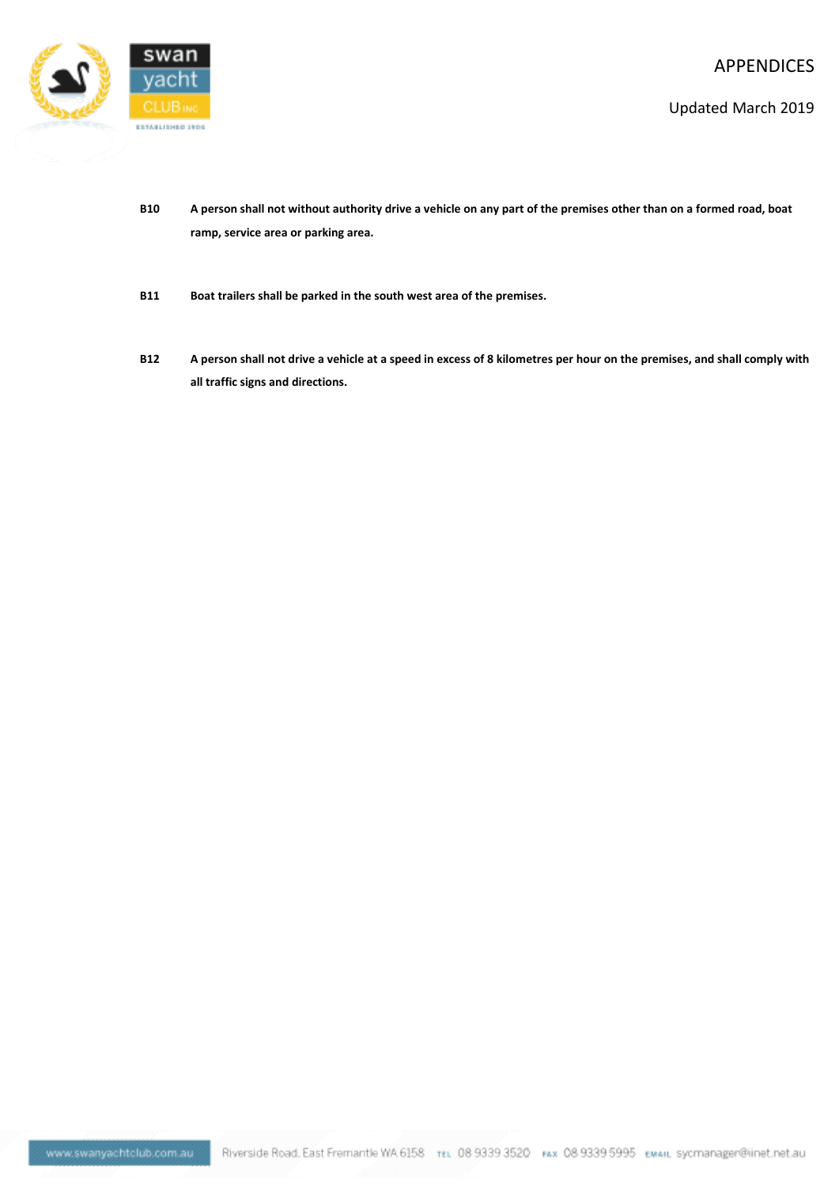**B10** **A person shall not without authority drive a vehicle on any part of the premises other than on a formed road, boat ramp, service area or parking area.**

**B11** **Boat trailers shall be parked in the south west area of the premises.**

**B12** **A person shall not drive a vehicle at a speed in excess of 8 kilometres per hour on the premises, and shall comply with all traffic signs and directions.**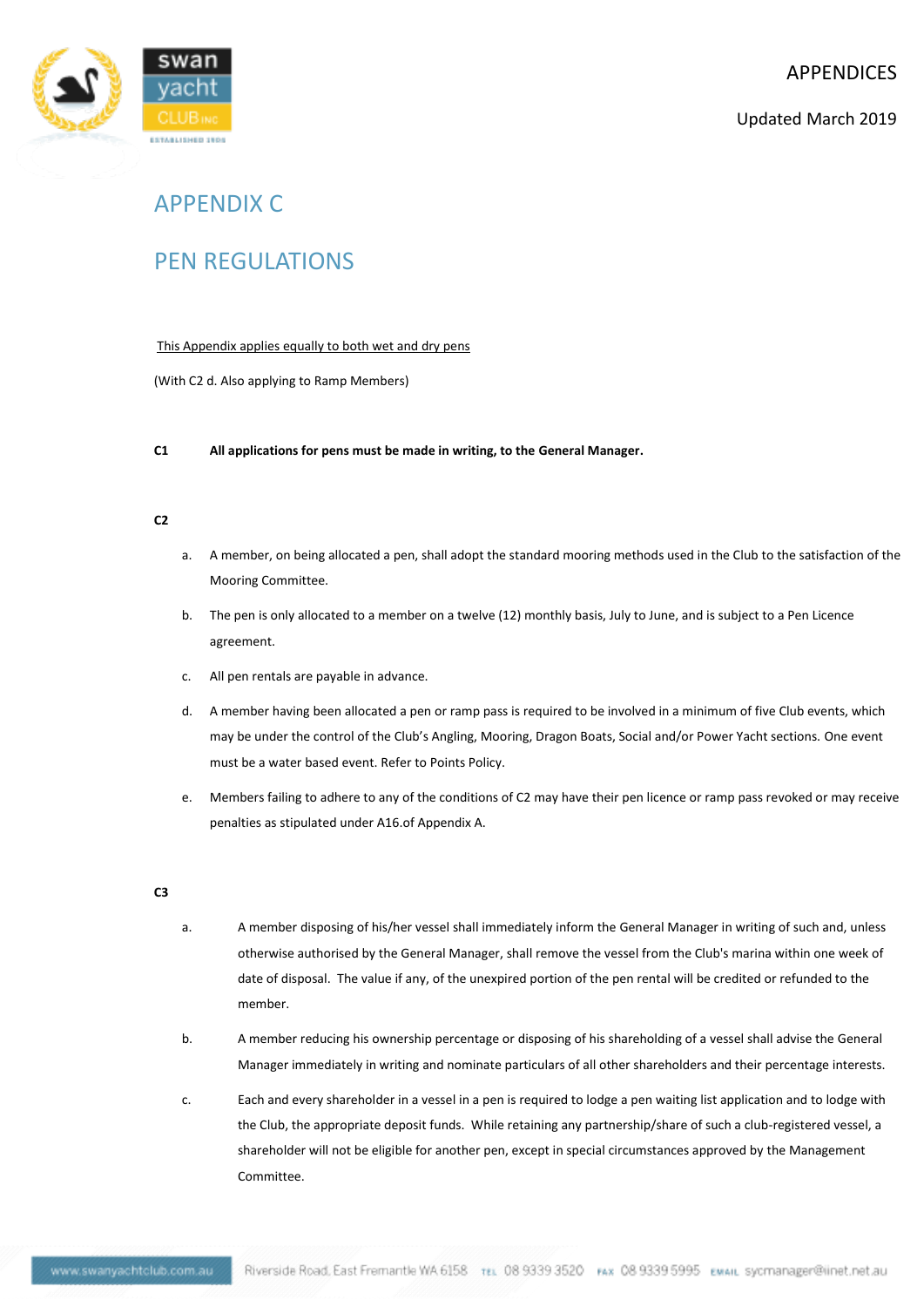# APPENDIX C

# PEN REGULATIONS

This Appendix applies equally to both wet and dry pens

(With C2 d. Also applying to Ramp Members)

**C1 All applications for pens must be made in writing, to the General Manager.**

**C2**

a. A member, on being allocated a pen, shall adopt the standard mooring methods used in the Club to the satisfaction of the Mooring Committee.

b. The pen is only allocated to a member on a twelve (12) monthly basis, July to June, and is subject to a Pen Licence agreement.

c. All pen rentals are payable in advance.

d. A member having been allocated a pen or ramp pass is required to be involved in a minimum of five Club events, which may be under the control of the Club's Angling, Mooring, Dragon Boats, Social and/or Power Yacht sections. One event must be a water based event. Refer to Points Policy.

e. Members failing to adhere to any of the conditions of C2 may have their pen licence or ramp pass revoked or may receive penalties as stipulated under A16.of Appendix A.

**C3**

a. A member disposing of his/her vessel shall immediately inform the General Manager in writing of such and, unless otherwise authorised by the General Manager, shall remove the vessel from the Club's marina within one week of date of disposal. The value if any, of the unexpired portion of the pen rental will be credited or refunded to the member.

b. A member reducing his ownership percentage or disposing of his shareholding of a vessel shall advise the General Manager immediately in writing and nominate particulars of all other shareholders and their percentage interests.

c. Each and every shareholder in a vessel in a pen is required to lodge a pen waiting list application and to lodge with the Club, the appropriate deposit funds. While retaining any partnership/share of such a club-registered vessel, a shareholder will not be eligible for another pen, except in special circumstances approved by the Management Committee.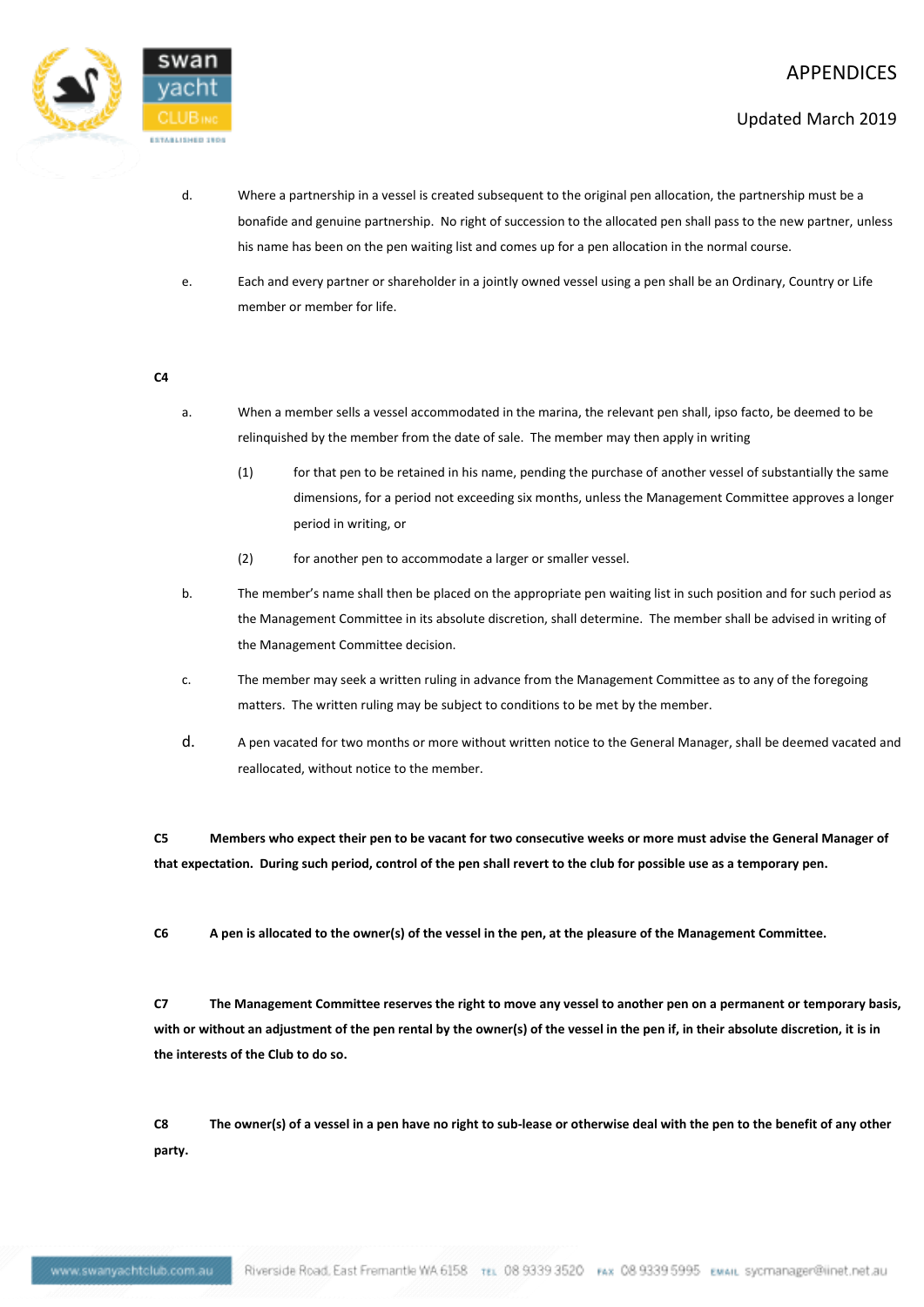d. Where a partnership in a vessel is created subsequent to the original pen allocation, the partnership must be a bonafide and genuine partnership. No right of succession to the allocated pen shall pass to the new partner, unless his name has been on the pen waiting list and comes up for a pen allocation in the normal course.

e. Each and every partner or shareholder in a jointly owned vessel using a pen shall be an Ordinary, Country or Life member or member for life.

**C4**

a. When a member sells a vessel accommodated in the marina, the relevant pen shall, ipso facto, be deemed to be relinquished by the member from the date of sale. The member may then apply in writing

(1) for that pen to be retained in his name, pending the purchase of another vessel of substantially the same dimensions, for a period not exceeding six months, unless the Management Committee approves a longer period in writing, or

(2) for another pen to accommodate a larger or smaller vessel.

b. The member's name shall then be placed on the appropriate pen waiting list in such position and for such period as the Management Committee in its absolute discretion, shall determine. The member shall be advised in writing of the Management Committee decision.

c. The member may seek a written ruling in advance from the Management Committee as to any of the foregoing matters. The written ruling may be subject to conditions to be met by the member.

d. A pen vacated for two months or more without written notice to the General Manager, shall be deemed vacated and reallocated, without notice to the member.

**C5 Members who expect their pen to be vacant for two consecutive weeks or more must advise the General Manager of that expectation. During such period, control of the pen shall revert to the club for possible use as a temporary pen.**

**C6 A pen is allocated to the owner(s) of the vessel in the pen, at the pleasure of the Management Committee.**

**C7 The Management Committee reserves the right to move any vessel to another pen on a permanent or temporary basis, with or without an adjustment of the pen rental by the owner(s) of the vessel in the pen if, in their absolute discretion, it is in the interests of the Club to do so.**

**C8 The owner(s) of a vessel in a pen have no right to sub-lease or otherwise deal with the pen to the benefit of any other party.**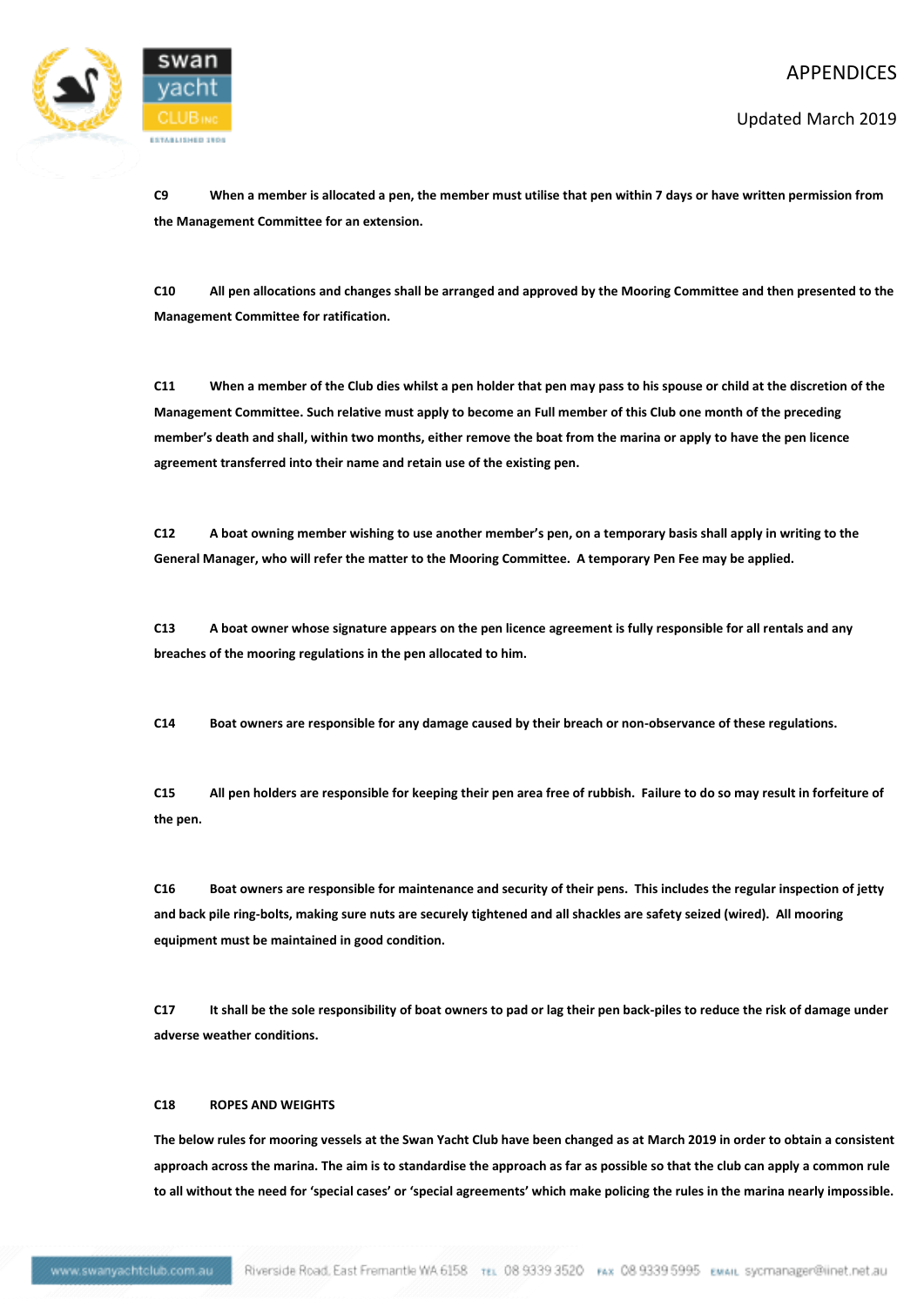**C9 When a member is allocated a pen, the member must utilise that pen within 7 days or have written permission from the Management Committee for an extension.**

**C10 All pen allocations and changes shall be arranged and approved by the Mooring Committee and then presented to the Management Committee for ratification.**

**C11 When a member of the Club dies whilst a pen holder that pen may pass to his spouse or child at the discretion of the Management Committee. Such relative must apply to become an Full member of this Club one month of the preceding member's death and shall, within two months, either remove the boat from the marina or apply to have the pen licence agreement transferred into their name and retain use of the existing pen.**

**C12 A boat owning member wishing to use another member's pen, on a temporary basis shall apply in writing to the General Manager, who will refer the matter to the Mooring Committee. A temporary Pen Fee may be applied.**

**C13 A boat owner whose signature appears on the pen licence agreement is fully responsible for all rentals and any breaches of the mooring regulations in the pen allocated to him.**

**C14 Boat owners are responsible for any damage caused by their breach or non-observance of these regulations.**

**C15 All pen holders are responsible for keeping their pen area free of rubbish. Failure to do so may result in forfeiture of the pen.**

**C16 Boat owners are responsible for maintenance and security of their pens. This includes the regular inspection of jetty and back pile ring-bolts, making sure nuts are securely tightened and all shackles are safety seized (wired). All mooring equipment must be maintained in good condition.**

**C17 It shall be the sole responsibility of boat owners to pad or lag their pen back-piles to reduce the risk of damage under adverse weather conditions.**

**C18 ROPES AND WEIGHTS**

**The below rules for mooring vessels at the Swan Yacht Club have been changed as at March 2019 in order to obtain a consistent approach across the marina. The aim is to standardise the approach as far as possible so that the club can apply a common rule to all without the need for 'special cases' or 'special agreements' which make policing the rules in the marina nearly impossible.**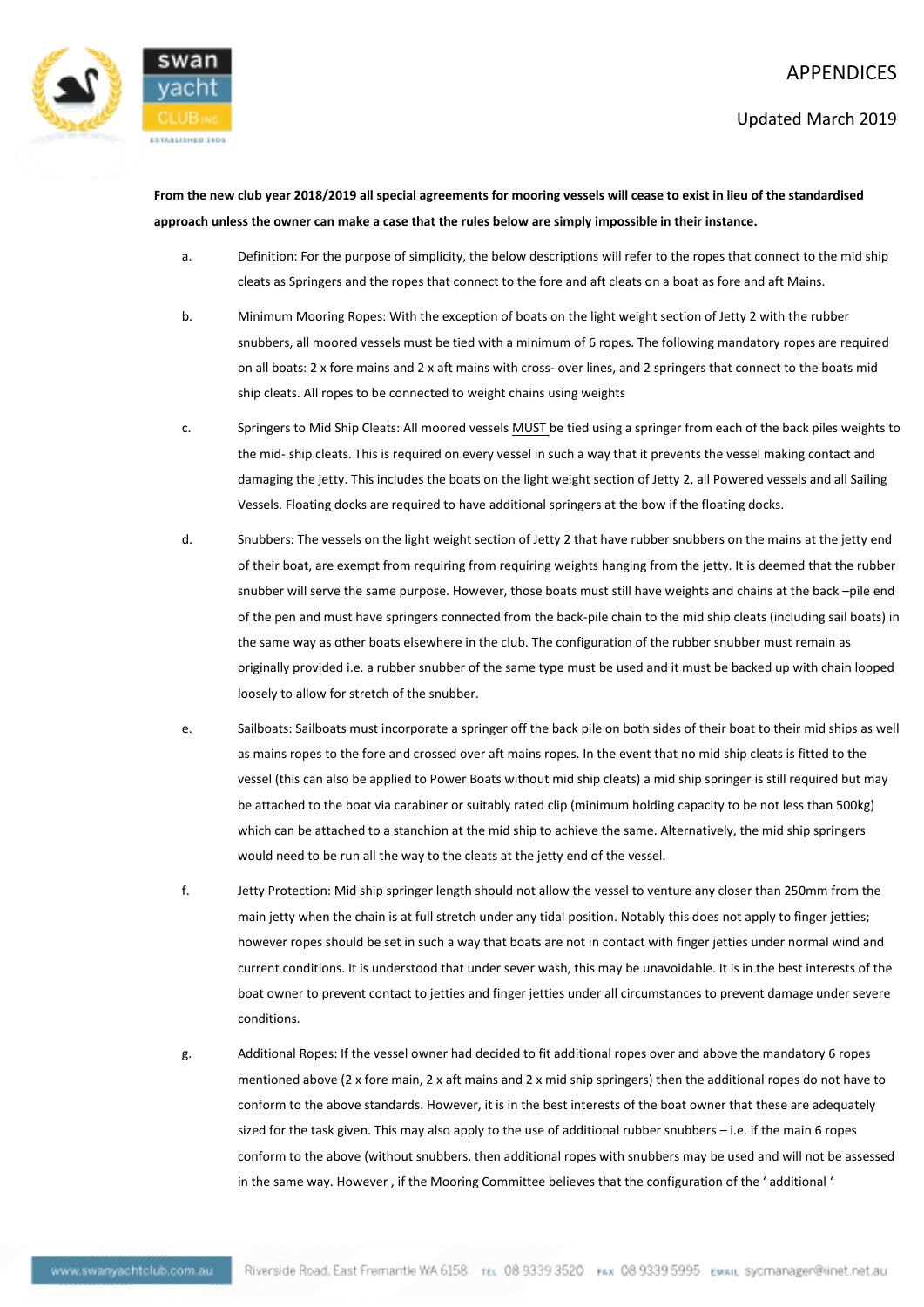APPENDICES

Updated March 2019

**From the new club year 2018/2019 all special agreements for mooring vessels will cease to exist in lieu of the standardised approach unless the owner can make a case that the rules below are simply impossible in their instance.**

a. Definition: For the purpose of simplicity, the below descriptions will refer to the ropes that connect to the mid ship cleats as Springers and the ropes that connect to the fore and aft cleats on a boat as fore and aft Mains.

b. Minimum Mooring Ropes: With the exception of boats on the light weight section of Jetty 2 with the rubber snubbers, all moored vessels must be tied with a minimum of 6 ropes. The following mandatory ropes are required on all boats: 2 x fore mains and 2 x aft mains with cross- over lines, and 2 springers that connect to the boats mid ship cleats. All ropes to be connected to weight chains using weights

c. Springers to Mid Ship Cleats: All moored vessels MUST be tied using a springer from each of the back piles weights to the mid- ship cleats. This is required on every vessel in such a way that it prevents the vessel making contact and damaging the jetty. This includes the boats on the light weight section of Jetty 2, all Powered vessels and all Sailing Vessels. Floating docks are required to have additional springers at the bow if the floating docks.

d. Snubbers: The vessels on the light weight section of Jetty 2 that have rubber snubbers on the mains at the jetty end of their boat, are exempt from requiring from requiring weights hanging from the jetty. It is deemed that the rubber snubber will serve the same purpose. However, those boats must still have weights and chains at the back –pile end of the pen and must have springers connected from the back-pile chain to the mid ship cleats (including sail boats) in the same way as other boats elsewhere in the club. The configuration of the rubber snubber must remain as originally provided i.e. a rubber snubber of the same type must be used and it must be backed up with chain looped loosely to allow for stretch of the snubber.

e. Sailboats: Sailboats must incorporate a springer off the back pile on both sides of their boat to their mid ships as well as mains ropes to the fore and crossed over aft mains ropes. In the event that no mid ship cleats is fitted to the vessel (this can also be applied to Power Boats without mid ship cleats) a mid ship springer is still required but may be attached to the boat via carabiner or suitably rated clip (minimum holding capacity to be not less than 500kg) which can be attached to a stanchion at the mid ship to achieve the same. Alternatively, the mid ship springers would need to be run all the way to the cleats at the jetty end of the vessel.

f. Jetty Protection: Mid ship springer length should not allow the vessel to venture any closer than 250mm from the main jetty when the chain is at full stretch under any tidal position. Notably this does not apply to finger jetties; however ropes should be set in such a way that boats are not in contact with finger jetties under normal wind and current conditions. It is understood that under sever wash, this may be unavoidable. It is in the best interests of the boat owner to prevent contact to jetties and finger jetties under all circumstances to prevent damage under severe conditions.

g. Additional Ropes: If the vessel owner had decided to fit additional ropes over and above the mandatory 6 ropes mentioned above (2 x fore main, 2 x aft mains and 2 x mid ship springers) then the additional ropes do not have to conform to the above standards. However, it is in the best interests of the boat owner that these are adequately sized for the task given. This may also apply to the use of additional rubber snubbers – i.e. if the main 6 ropes conform to the above (without snubbers, then additional ropes with snubbers may be used and will not be assessed in the same way. However , if the Mooring Committee believes that the configuration of the ' additional '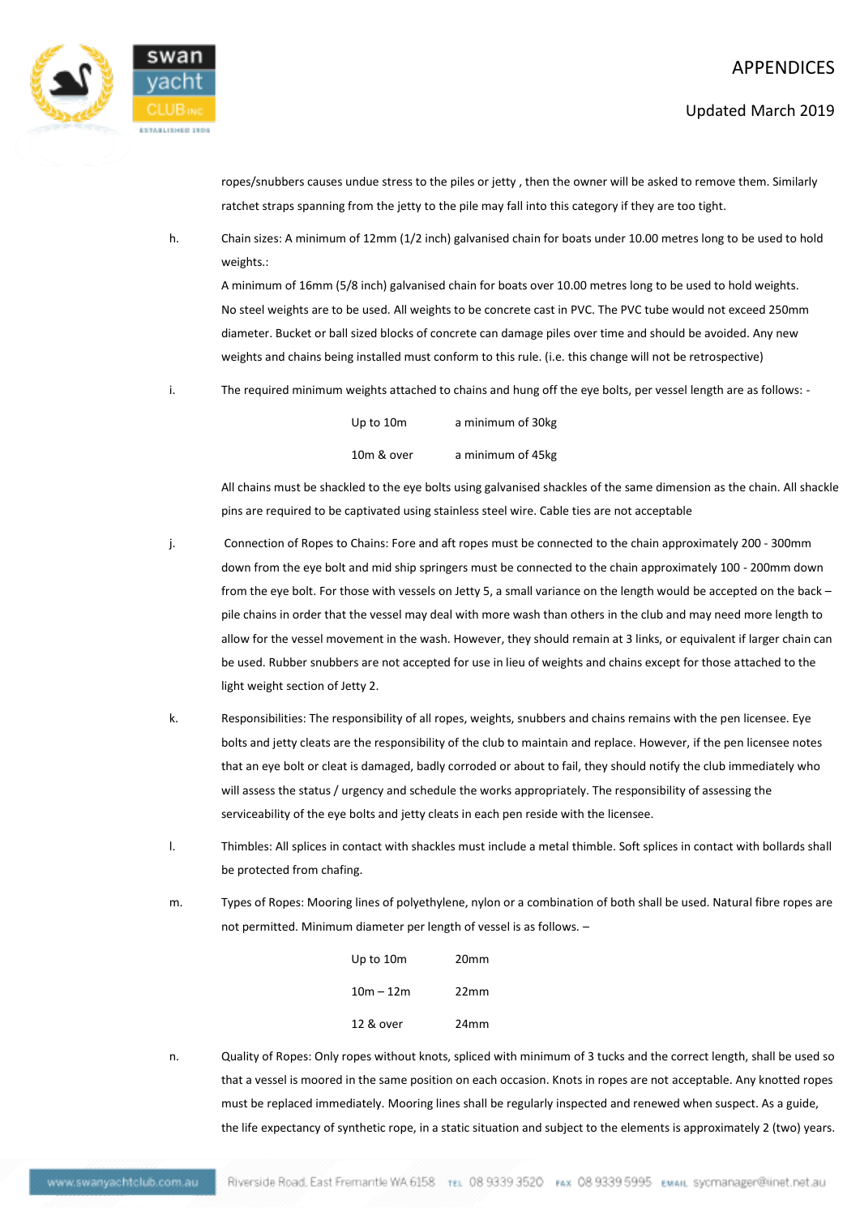ropes/snubbers causes undue stress to the piles or jetty , then the owner will be asked to remove them. Similarly ratchet straps spanning from the jetty to the pile may fall into this category if they are too tight.

h. Chain sizes: A minimum of 12mm (1/2 inch) galvanised chain for boats under 10.00 metres long to be used to hold weights.:
A minimum of 16mm (5/8 inch) galvanised chain for boats over 10.00 metres long to be used to hold weights.
No steel weights are to be used. All weights to be concrete cast in PVC. The PVC tube would not exceed 250mm diameter. Bucket or ball sized blocks of concrete can damage piles over time and should be avoided. Any new weights and chains being installed must conform to this rule. (i.e. this change will not be retrospective)

i. The required minimum weights attached to chains and hung off the eye bolts, per vessel length are as follows: -

| | |
|---|---|
| Up to 10m | a minimum of 30kg |
| 10m & over | a minimum of 45kg |

All chains must be shackled to the eye bolts using galvanised shackles of the same dimension as the chain. All shackle pins are required to be captivated using stainless steel wire. Cable ties are not acceptable

j. Connection of Ropes to Chains: Fore and aft ropes must be connected to the chain approximately 200 - 300mm down from the eye bolt and mid ship springers must be connected to the chain approximately 100 - 200mm down from the eye bolt. For those with vessels on Jetty 5, a small variance on the length would be accepted on the back – pile chains in order that the vessel may deal with more wash than others in the club and may need more length to allow for the vessel movement in the wash. However, they should remain at 3 links, or equivalent if larger chain can be used. Rubber snubbers are not accepted for use in lieu of weights and chains except for those attached to the light weight section of Jetty 2.

k. Responsibilities: The responsibility of all ropes, weights, snubbers and chains remains with the pen licensee. Eye bolts and jetty cleats are the responsibility of the club to maintain and replace. However, if the pen licensee notes that an eye bolt or cleat is damaged, badly corroded or about to fail, they should notify the club immediately who will assess the status / urgency and schedule the works appropriately. The responsibility of assessing the serviceability of the eye bolts and jetty cleats in each pen reside with the licensee.

l. Thimbles: All splices in contact with shackles must include a metal thimble. Soft splices in contact with bollards shall be protected from chafing.

m. Types of Ropes: Mooring lines of polyethylene, nylon or a combination of both shall be used. Natural fibre ropes are not permitted. Minimum diameter per length of vessel is as follows. –

| | |
|---|---|
| Up to 10m | 20mm |
| 10m – 12m | 22mm |
| 12 & over | 24mm |

n. Quality of Ropes: Only ropes without knots, spliced with minimum of 3 tucks and the correct length, shall be used so that a vessel is moored in the same position on each occasion. Knots in ropes are not acceptable. Any knotted ropes must be replaced immediately. Mooring lines shall be regularly inspected and renewed when suspect. As a guide, the life expectancy of synthetic rope, in a static situation and subject to the elements is approximately 2 (two) years.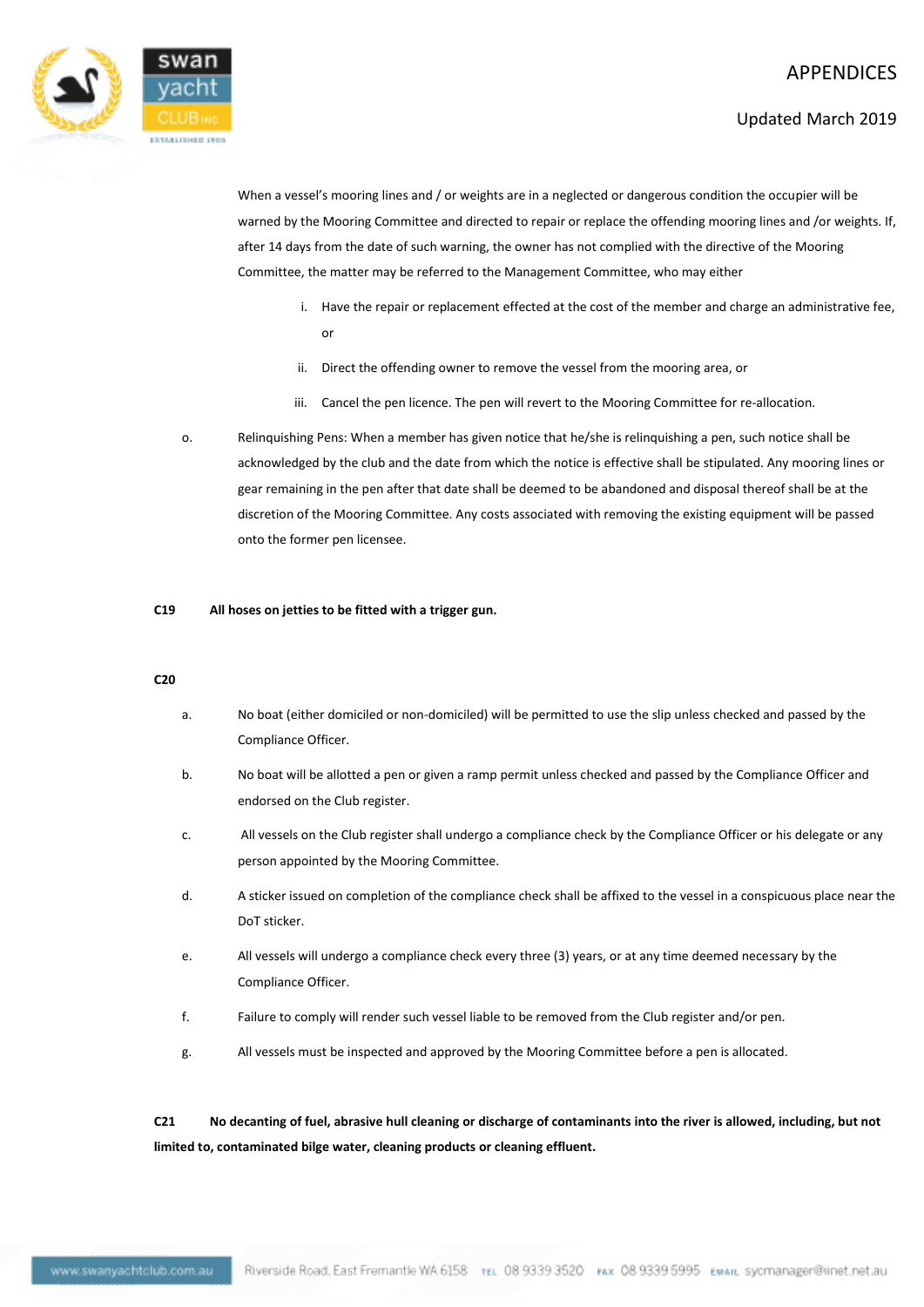When a vessel's mooring lines and / or weights are in a neglected or dangerous condition the occupier will be warned by the Mooring Committee and directed to repair or replace the offending mooring lines and /or weights. If, after 14 days from the date of such warning, the owner has not complied with the directive of the Mooring Committee, the matter may be referred to the Management Committee, who may either

i. Have the repair or replacement effected at the cost of the member and charge an administrative fee, or

ii. Direct the offending owner to remove the vessel from the mooring area, or

iii. Cancel the pen licence. The pen will revert to the Mooring Committee for re-allocation.

o. Relinquishing Pens: When a member has given notice that he/she is relinquishing a pen, such notice shall be acknowledged by the club and the date from which the notice is effective shall be stipulated. Any mooring lines or gear remaining in the pen after that date shall be deemed to be abandoned and disposal thereof shall be at the discretion of the Mooring Committee. Any costs associated with removing the existing equipment will be passed onto the former pen licensee.

**C19 All hoses on jetties to be fitted with a trigger gun.**

**C20**

a. No boat (either domiciled or non-domiciled) will be permitted to use the slip unless checked and passed by the Compliance Officer.

b. No boat will be allotted a pen or given a ramp permit unless checked and passed by the Compliance Officer and endorsed on the Club register.

c. All vessels on the Club register shall undergo a compliance check by the Compliance Officer or his delegate or any person appointed by the Mooring Committee.

d. A sticker issued on completion of the compliance check shall be affixed to the vessel in a conspicuous place near the DoT sticker.

e. All vessels will undergo a compliance check every three (3) years, or at any time deemed necessary by the Compliance Officer.

f. Failure to comply will render such vessel liable to be removed from the Club register and/or pen.

g. All vessels must be inspected and approved by the Mooring Committee before a pen is allocated.

**C21 No decanting of fuel, abrasive hull cleaning or discharge of contaminants into the river is allowed, including, but not limited to, contaminated bilge water, cleaning products or cleaning effluent.**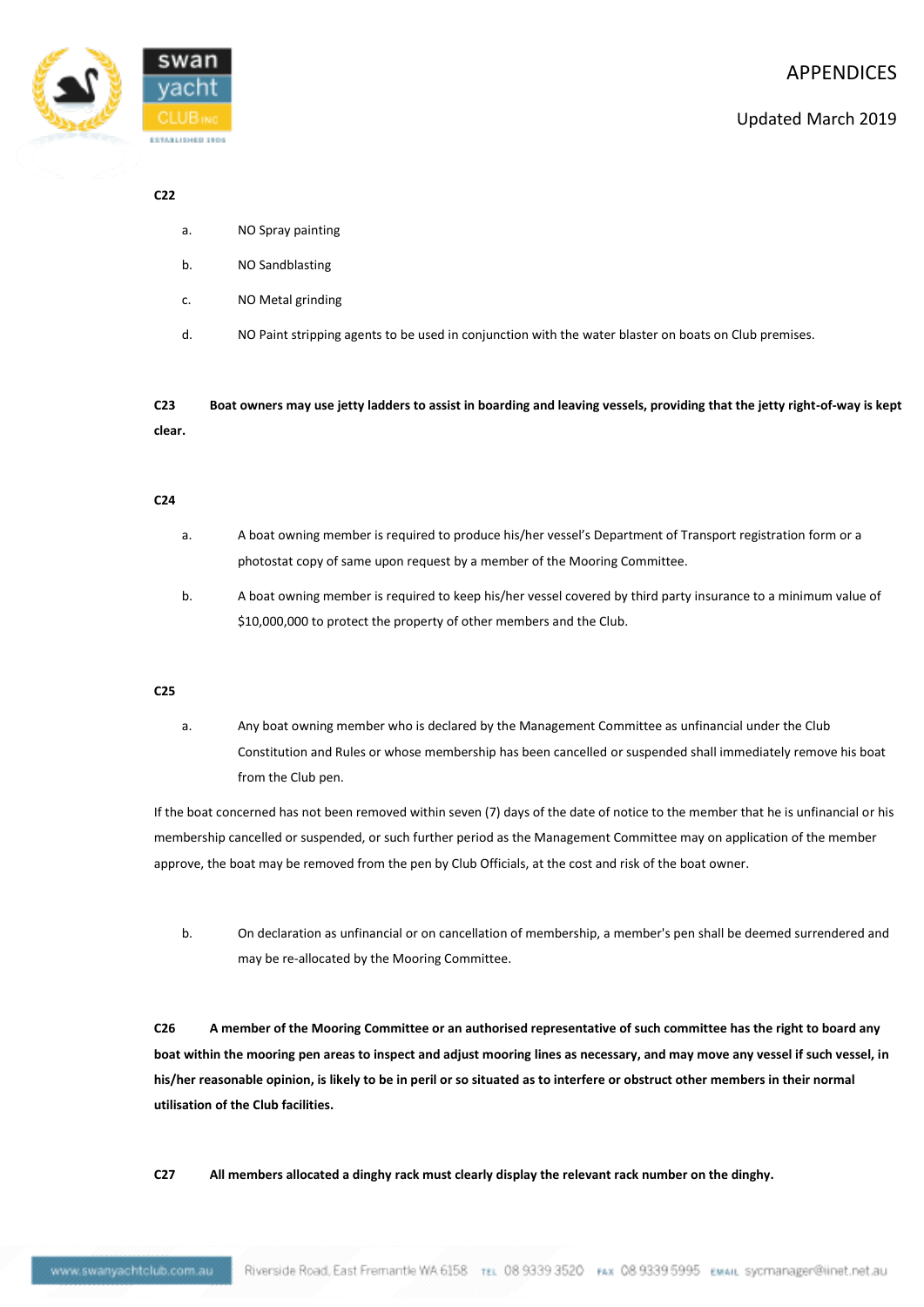**C22**

a. NO Spray painting

b. NO Sandblasting

c. NO Metal grinding

d. NO Paint stripping agents to be used in conjunction with the water blaster on boats on Club premises.

**C23 Boat owners may use jetty ladders to assist in boarding and leaving vessels, providing that the jetty right-of-way is kept clear.**

**C24**

a. A boat owning member is required to produce his/her vessel's Department of Transport registration form or a photostat copy of same upon request by a member of the Mooring Committee.

b. A boat owning member is required to keep his/her vessel covered by third party insurance to a minimum value of $10,000,000 to protect the property of other members and the Club.

**C25**

a. Any boat owning member who is declared by the Management Committee as unfinancial under the Club Constitution and Rules or whose membership has been cancelled or suspended shall immediately remove his boat from the Club pen.

If the boat concerned has not been removed within seven (7) days of the date of notice to the member that he is unfinancial or his membership cancelled or suspended, or such further period as the Management Committee may on application of the member approve, the boat may be removed from the pen by Club Officials, at the cost and risk of the boat owner.

b. On declaration as unfinancial or on cancellation of membership, a member's pen shall be deemed surrendered and may be re-allocated by the Mooring Committee.

**C26 A member of the Mooring Committee or an authorised representative of such committee has the right to board any boat within the mooring pen areas to inspect and adjust mooring lines as necessary, and may move any vessel if such vessel, in his/her reasonable opinion, is likely to be in peril or so situated as to interfere or obstruct other members in their normal utilisation of the Club facilities.**

**C27 All members allocated a dinghy rack must clearly display the relevant rack number on the dinghy.**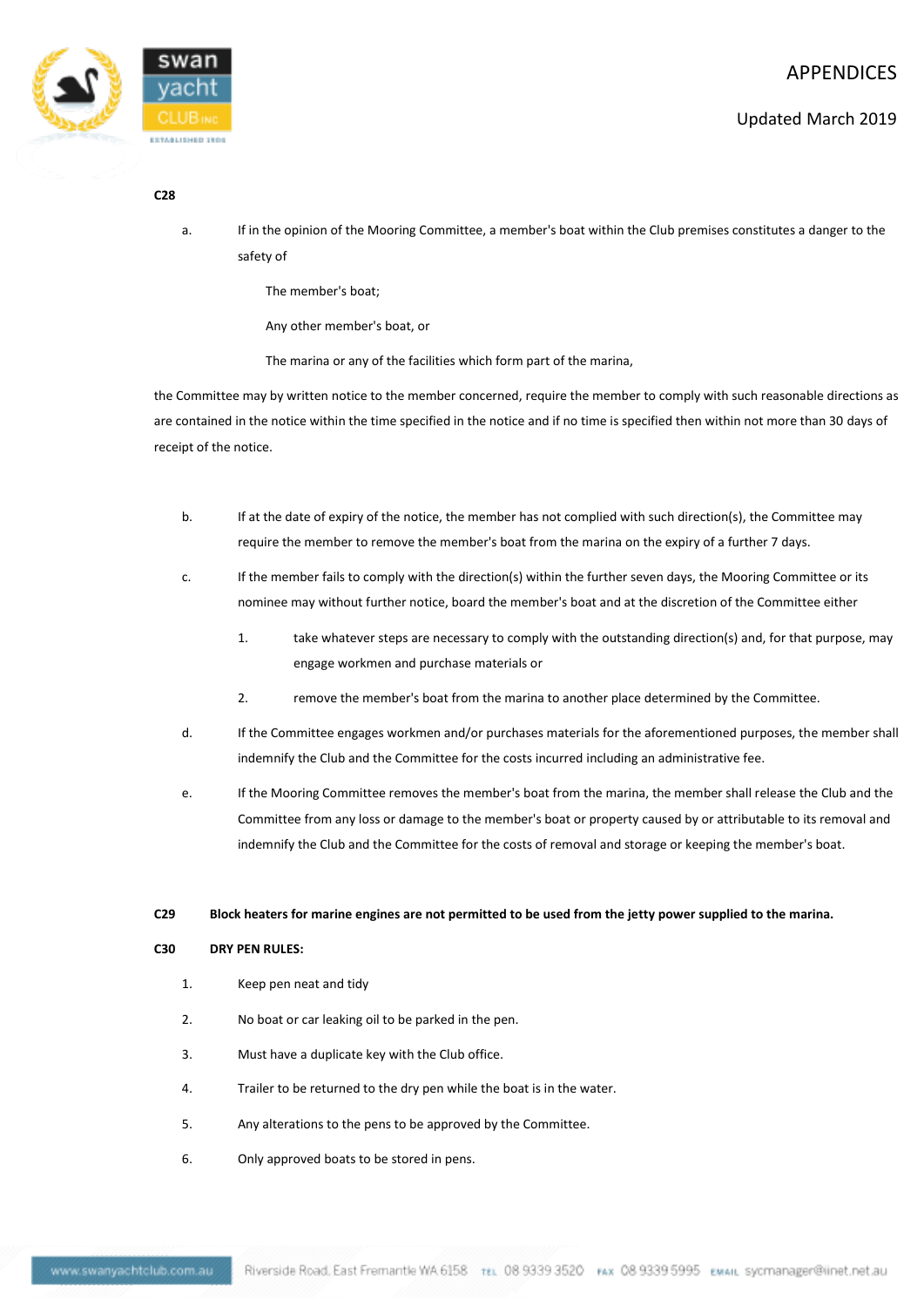**C28**

a. If in the opinion of the Mooring Committee, a member's boat within the Club premises constitutes a danger to the safety of

The member's boat;

Any other member's boat, or

The marina or any of the facilities which form part of the marina,

the Committee may by written notice to the member concerned, require the member to comply with such reasonable directions as are contained in the notice within the time specified in the notice and if no time is specified then within not more than 30 days of receipt of the notice.

b. If at the date of expiry of the notice, the member has not complied with such direction(s), the Committee may require the member to remove the member's boat from the marina on the expiry of a further 7 days.

c. If the member fails to comply with the direction(s) within the further seven days, the Mooring Committee or its nominee may without further notice, board the member's boat and at the discretion of the Committee either

1. take whatever steps are necessary to comply with the outstanding direction(s) and, for that purpose, may engage workmen and purchase materials or

2. remove the member's boat from the marina to another place determined by the Committee.

d. If the Committee engages workmen and/or purchases materials for the aforementioned purposes, the member shall indemnify the Club and the Committee for the costs incurred including an administrative fee.

e. If the Mooring Committee removes the member's boat from the marina, the member shall release the Club and the Committee from any loss or damage to the member's boat or property caused by or attributable to its removal and indemnify the Club and the Committee for the costs of removal and storage or keeping the member's boat.

**C29 Block heaters for marine engines are not permitted to be used from the jetty power supplied to the marina.**

**C30 DRY PEN RULES:**

1. Keep pen neat and tidy
2. No boat or car leaking oil to be parked in the pen.
3. Must have a duplicate key with the Club office.
4. Trailer to be returned to the dry pen while the boat is in the water.
5. Any alterations to the pens to be approved by the Committee.
6. Only approved boats to be stored in pens.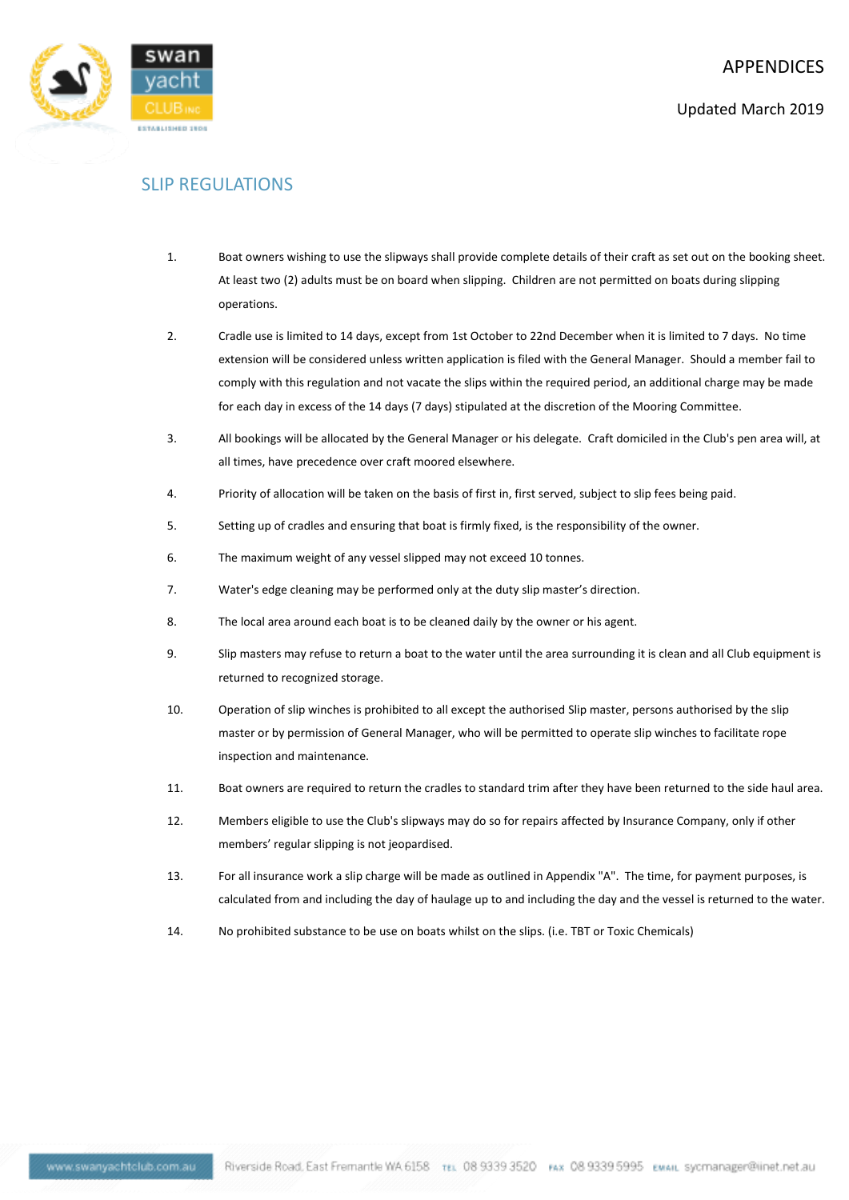# APPENDICES

Updated March 2019

## SLIP REGULATIONS

1. Boat owners wishing to use the slipways shall provide complete details of their craft as set out on the booking sheet. At least two (2) adults must be on board when slipping. Children are not permitted on boats during slipping operations.

2. Cradle use is limited to 14 days, except from 1st October to 22nd December when it is limited to 7 days. No time extension will be considered unless written application is filed with the General Manager. Should a member fail to comply with this regulation and not vacate the slips within the required period, an additional charge may be made for each day in excess of the 14 days (7 days) stipulated at the discretion of the Mooring Committee.

3. All bookings will be allocated by the General Manager or his delegate. Craft domiciled in the Club's pen area will, at all times, have precedence over craft moored elsewhere.

4. Priority of allocation will be taken on the basis of first in, first served, subject to slip fees being paid.

5. Setting up of cradles and ensuring that boat is firmly fixed, is the responsibility of the owner.

6. The maximum weight of any vessel slipped may not exceed 10 tonnes.

7. Water's edge cleaning may be performed only at the duty slip master's direction.

8. The local area around each boat is to be cleaned daily by the owner or his agent.

9. Slip masters may refuse to return a boat to the water until the area surrounding it is clean and all Club equipment is returned to recognized storage.

10. Operation of slip winches is prohibited to all except the authorised Slip master, persons authorised by the slip master or by permission of General Manager, who will be permitted to operate slip winches to facilitate rope inspection and maintenance.

11. Boat owners are required to return the cradles to standard trim after they have been returned to the side haul area.

12. Members eligible to use the Club's slipways may do so for repairs affected by Insurance Company, only if other members' regular slipping is not jeopardised.

13. For all insurance work a slip charge will be made as outlined in Appendix "A". The time, for payment purposes, is calculated from and including the day of haulage up to and including the day and the vessel is returned to the water.

14. No prohibited substance to be use on boats whilst on the slips. (i.e. TBT or Toxic Chemicals)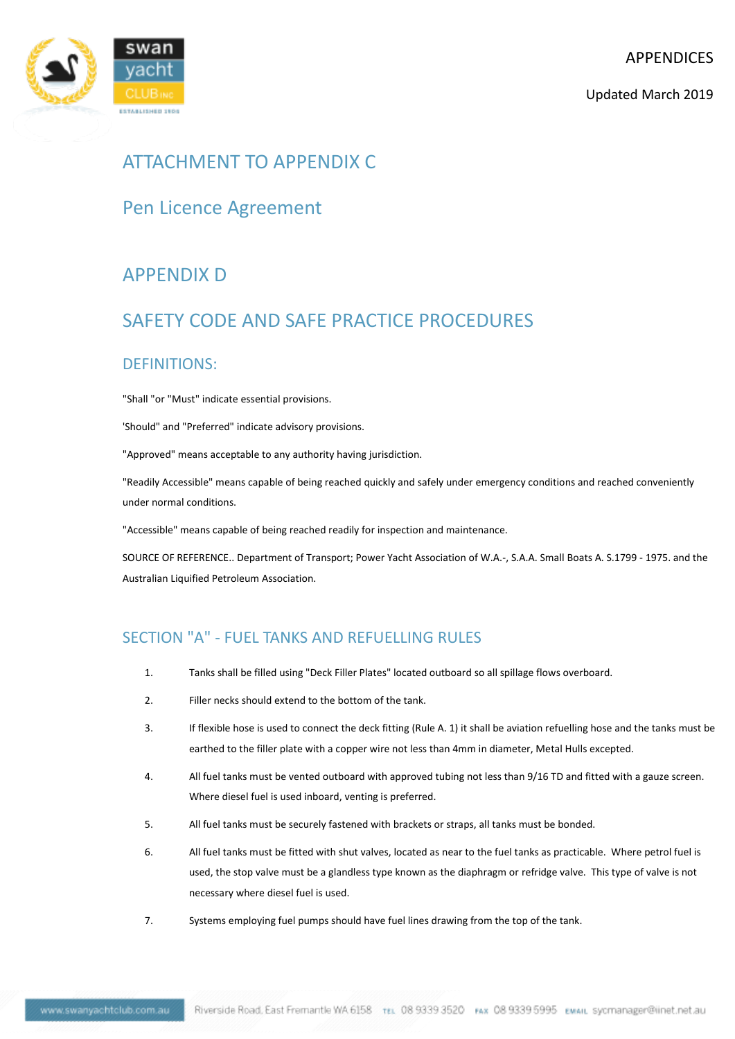# ATTACHMENT TO APPENDIX C

## Pen Licence Agreement

# APPENDIX D

## SAFETY CODE AND SAFE PRACTICE PROCEDURES

### DEFINITIONS:

"Shall "or "Must" indicate essential provisions.

'Should" and "Preferred" indicate advisory provisions.

"Approved" means acceptable to any authority having jurisdiction.

"Readily Accessible" means capable of being reached quickly and safely under emergency conditions and reached conveniently under normal conditions.

"Accessible" means capable of being reached readily for inspection and maintenance.

SOURCE OF REFERENCE.. Department of Transport; Power Yacht Association of W.A.-, S.A.A. Small Boats A. S.1799 - 1975. and the Australian Liquified Petroleum Association.

### SECTION "A" - FUEL TANKS AND REFUELLING RULES

1. Tanks shall be filled using "Deck Filler Plates" located outboard so all spillage flows overboard.
2. Filler necks should extend to the bottom of the tank.
3. If flexible hose is used to connect the deck fitting (Rule A. 1) it shall be aviation refuelling hose and the tanks must be earthed to the filler plate with a copper wire not less than 4mm in diameter, Metal Hulls excepted.
4. All fuel tanks must be vented outboard with approved tubing not less than 9/16 TD and fitted with a gauze screen. Where diesel fuel is used inboard, venting is preferred.
5. All fuel tanks must be securely fastened with brackets or straps, all tanks must be bonded.
6. All fuel tanks must be fitted with shut valves, located as near to the fuel tanks as practicable. Where petrol fuel is used, the stop valve must be a glandless type known as the diaphragm or refridge valve. This type of valve is not necessary where diesel fuel is used.
7. Systems employing fuel pumps should have fuel lines drawing from the top of the tank.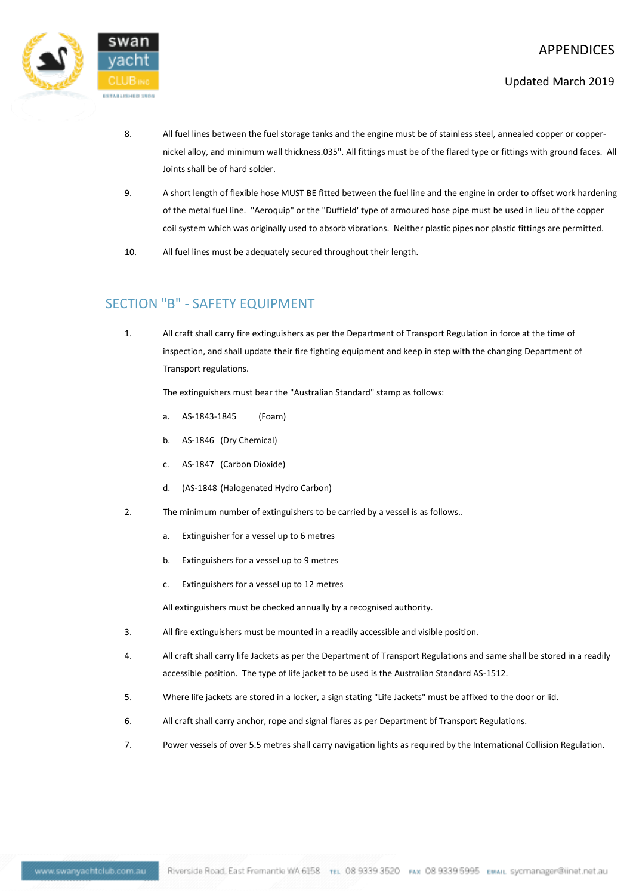8. All fuel lines between the fuel storage tanks and the engine must be of stainless steel, annealed copper or copper-nickel alloy, and minimum wall thickness.035". All fittings must be of the flared type or fittings with ground faces. All Joints shall be of hard solder.

9. A short length of flexible hose MUST BE fitted between the fuel line and the engine in order to offset work hardening of the metal fuel line. "Aeroquip" or the "Duffield' type of armoured hose pipe must be used in lieu of the copper coil system which was originally used to absorb vibrations. Neither plastic pipes nor plastic fittings are permitted.

10. All fuel lines must be adequately secured throughout their length.

## SECTION "B" - SAFETY EQUIPMENT

1. All craft shall carry fire extinguishers as per the Department of Transport Regulation in force at the time of inspection, and shall update their fire fighting equipment and keep in step with the changing Department of Transport regulations.

   The extinguishers must bear the "Australian Standard" stamp as follows:

   a. AS-1843-1845 (Foam)

   b. AS-1846 (Dry Chemical)

   c. AS-1847 (Carbon Dioxide)

   d. (AS-1848 (Halogenated Hydro Carbon)

2. The minimum number of extinguishers to be carried by a vessel is as follows..

   a. Extinguisher for a vessel up to 6 metres

   b. Extinguishers for a vessel up to 9 metres

   c. Extinguishers for a vessel up to 12 metres

   All extinguishers must be checked annually by a recognised authority.

3. All fire extinguishers must be mounted in a readily accessible and visible position.

4. All craft shall carry life Jackets as per the Department of Transport Regulations and same shall be stored in a readily accessible position. The type of life jacket to be used is the Australian Standard AS-1512.

5. Where life jackets are stored in a locker, a sign stating "Life Jackets" must be affixed to the door or lid.

6. All craft shall carry anchor, rope and signal flares as per Department bf Transport Regulations.

7. Power vessels of over 5.5 metres shall carry navigation lights as required by the International Collision Regulation.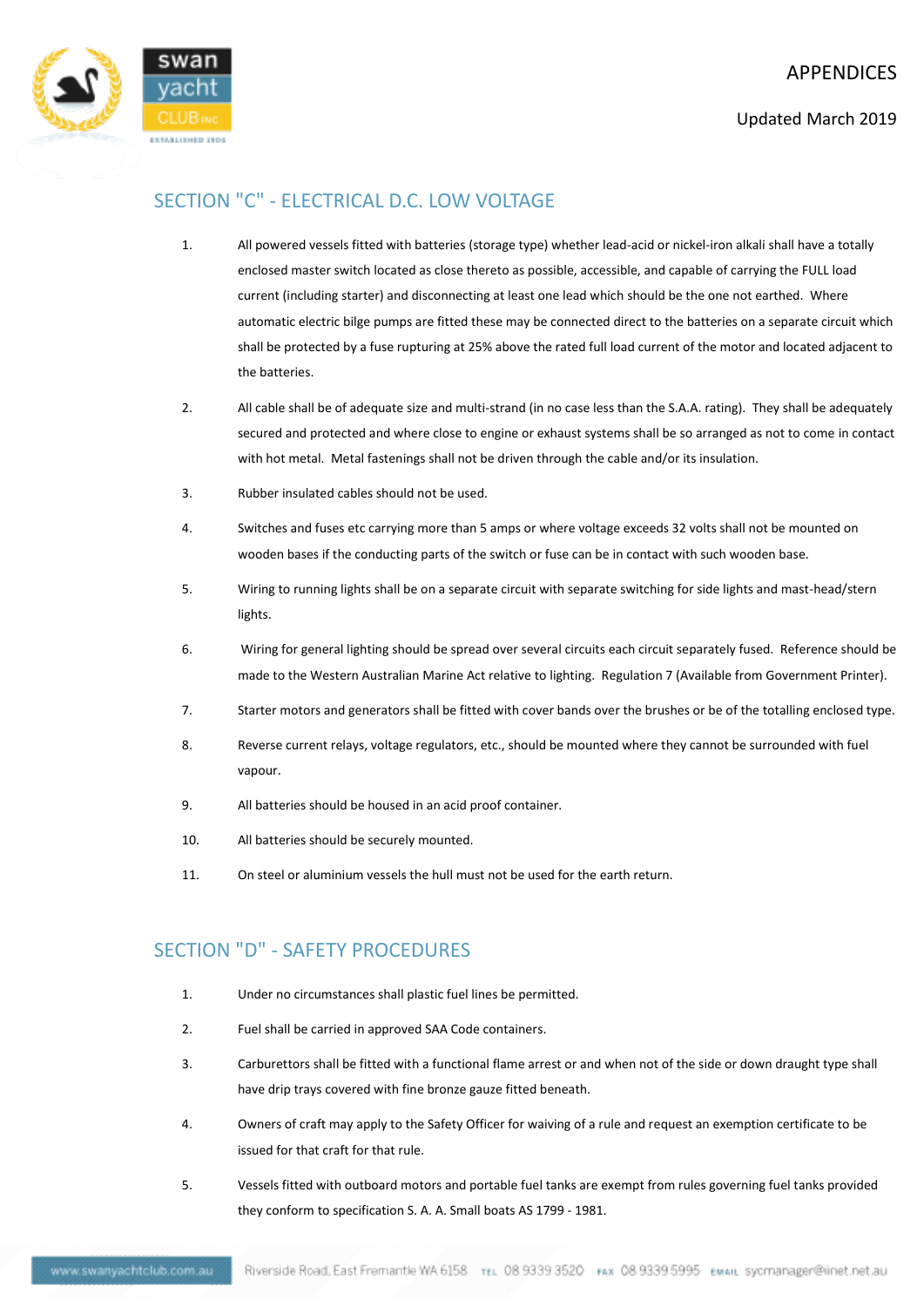## SECTION "C" - ELECTRICAL D.C. LOW VOLTAGE

1. All powered vessels fitted with batteries (storage type) whether lead-acid or nickel-iron alkali shall have a totally enclosed master switch located as close thereto as possible, accessible, and capable of carrying the FULL load current (including starter) and disconnecting at least one lead which should be the one not earthed. Where automatic electric bilge pumps are fitted these may be connected direct to the batteries on a separate circuit which shall be protected by a fuse rupturing at 25% above the rated full load current of the motor and located adjacent to the batteries.

2. All cable shall be of adequate size and multi-strand (in no case less than the S.A.A. rating). They shall be adequately secured and protected and where close to engine or exhaust systems shall be so arranged as not to come in contact with hot metal. Metal fastenings shall not be driven through the cable and/or its insulation.

3. Rubber insulated cables should not be used.

4. Switches and fuses etc carrying more than 5 amps or where voltage exceeds 32 volts shall not be mounted on wooden bases if the conducting parts of the switch or fuse can be in contact with such wooden base.

5. Wiring to running lights shall be on a separate circuit with separate switching for side lights and mast-head/stern lights.

6. Wiring for general lighting should be spread over several circuits each circuit separately fused. Reference should be made to the Western Australian Marine Act relative to lighting. Regulation 7 (Available from Government Printer).

7. Starter motors and generators shall be fitted with cover bands over the brushes or be of the totalling enclosed type.

8. Reverse current relays, voltage regulators, etc., should be mounted where they cannot be surrounded with fuel vapour.

9. All batteries should be housed in an acid proof container.

10. All batteries should be securely mounted.

11. On steel or aluminium vessels the hull must not be used for the earth return.

## SECTION "D" - SAFETY PROCEDURES

1. Under no circumstances shall plastic fuel lines be permitted.

2. Fuel shall be carried in approved SAA Code containers.

3. Carburettors shall be fitted with a functional flame arrest or and when not of the side or down draught type shall have drip trays covered with fine bronze gauze fitted beneath.

4. Owners of craft may apply to the Safety Officer for waiving of a rule and request an exemption certificate to be issued for that craft for that rule.

5. Vessels fitted with outboard motors and portable fuel tanks are exempt from rules governing fuel tanks provided they conform to specification S. A. A. Small boats AS 1799 - 1981.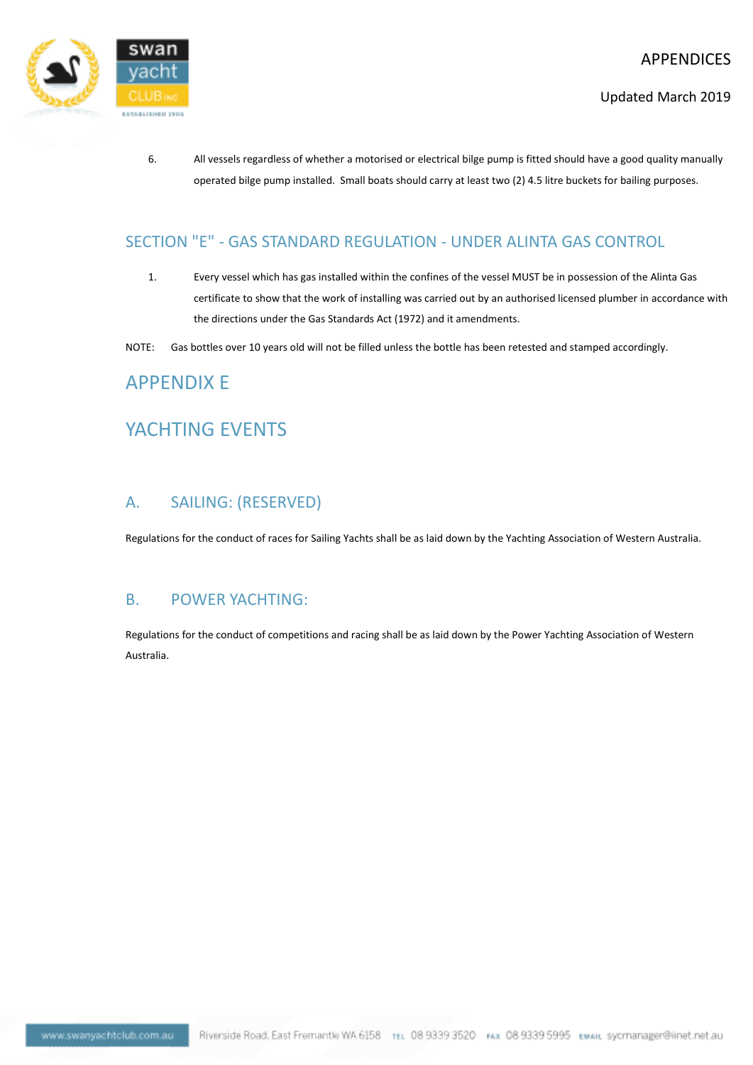6. All vessels regardless of whether a motorised or electrical bilge pump is fitted should have a good quality manually operated bilge pump installed. Small boats should carry at least two (2) 4.5 litre buckets for bailing purposes.

## SECTION "E" - GAS STANDARD REGULATION - UNDER ALINTA GAS CONTROL

1. Every vessel which has gas installed within the confines of the vessel MUST be in possession of the Alinta Gas certificate to show that the work of installing was carried out by an authorised licensed plumber in accordance with the directions under the Gas Standards Act (1972) and it amendments.

NOTE: Gas bottles over 10 years old will not be filled unless the bottle has been retested and stamped accordingly.

# APPENDIX E

# YACHTING EVENTS

## A. SAILING: (RESERVED)

Regulations for the conduct of races for Sailing Yachts shall be as laid down by the Yachting Association of Western Australia.

## B. POWER YACHTING:

Regulations for the conduct of competitions and racing shall be as laid down by the Power Yachting Association of Western Australia.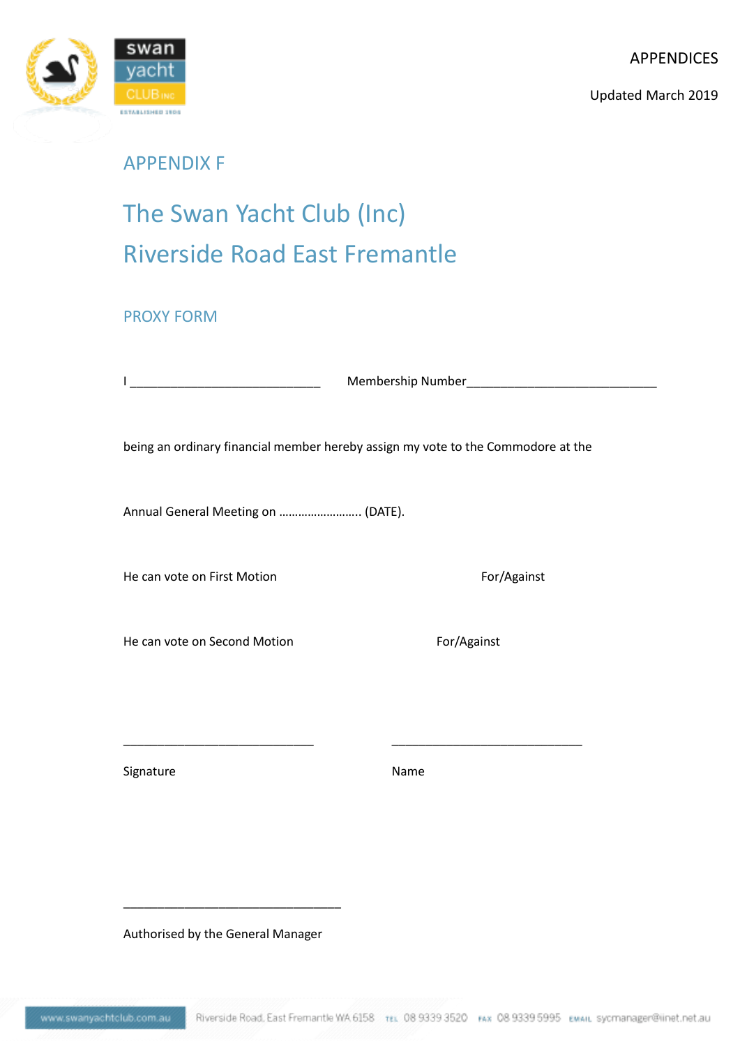# APPENDIX F

# The Swan Yacht Club (Inc)

# Riverside Road East Fremantle

## PROXY FORM

I ______________________________ Membership Number______________________________

being an ordinary financial member hereby assign my vote to the Commodore at the

Annual General Meeting on …………………….. (DATE).

He can vote on First Motion For/Against

He can vote on Second Motion For/Against

______________________________ ______________________________

Signature Name

__________________________________

Authorised by the General Manager